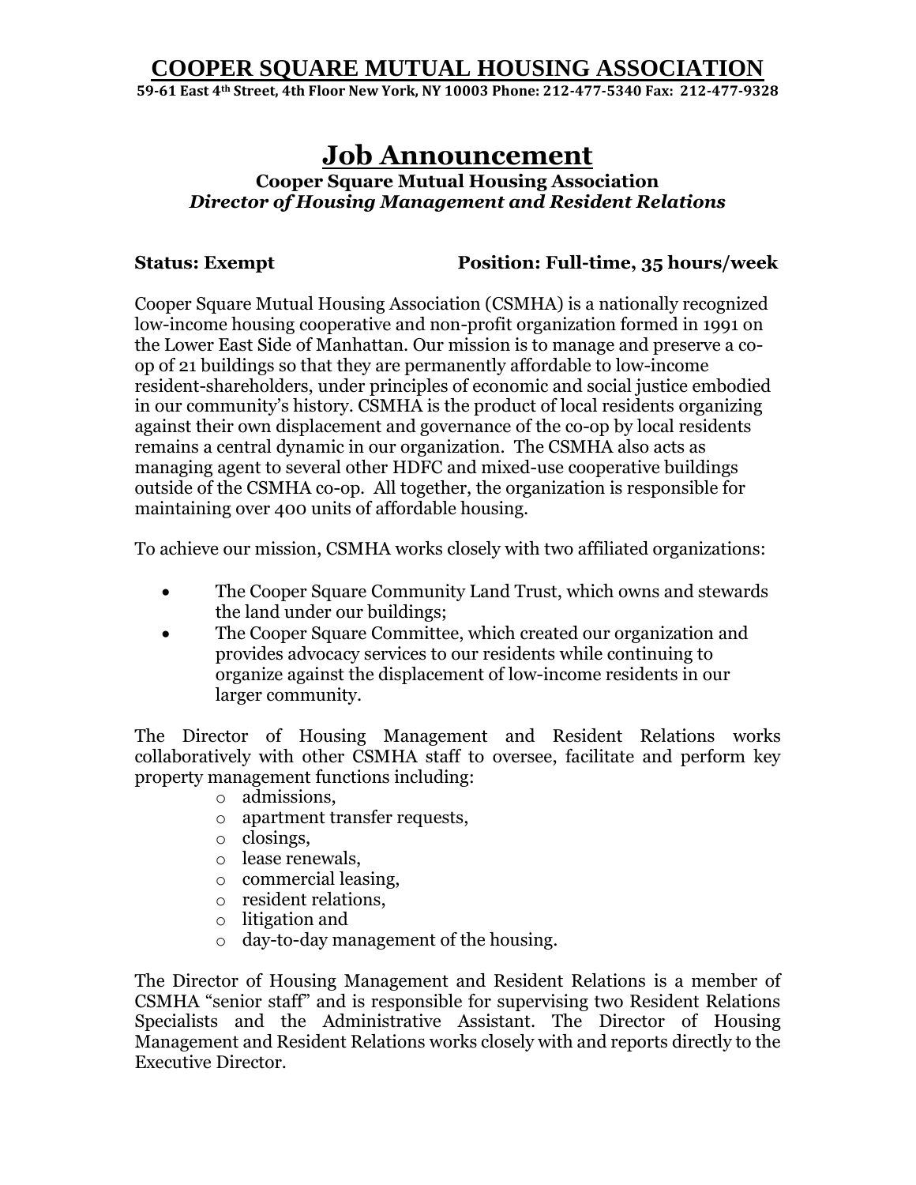# COOPER SQUARE MUTUAL HOUSING ASSOCIATION

**59-61 East 4th Street, 4th Floor New York, NY 10003 Phone: 212-477-5340 Fax: 212-477-9328**

## Job Announcement

**Cooper Square Mutual Housing Association**
***Director of Housing Management and Resident Relations***

**Status: Exempt** **Position: Full-time, 35 hours/week**

Cooper Square Mutual Housing Association (CSMHA) is a nationally recognized low-income housing cooperative and non-profit organization formed in 1991 on the Lower East Side of Manhattan. Our mission is to manage and preserve a co-op of 21 buildings so that they are permanently affordable to low-income resident-shareholders, under principles of economic and social justice embodied in our community's history. CSMHA is the product of local residents organizing against their own displacement and governance of the co-op by local residents remains a central dynamic in our organization. The CSMHA also acts as managing agent to several other HDFC and mixed-use cooperative buildings outside of the CSMHA co-op. All together, the organization is responsible for maintaining over 400 units of affordable housing.

To achieve our mission, CSMHA works closely with two affiliated organizations:

- The Cooper Square Community Land Trust, which owns and stewards the land under our buildings;
- The Cooper Square Committee, which created our organization and provides advocacy services to our residents while continuing to organize against the displacement of low-income residents in our larger community.

The Director of Housing Management and Resident Relations works collaboratively with other CSMHA staff to oversee, facilitate and perform key property management functions including:

- admissions,
- apartment transfer requests,
- closings,
- lease renewals,
- commercial leasing,
- resident relations,
- litigation and
- day-to-day management of the housing.

The Director of Housing Management and Resident Relations is a member of CSMHA "senior staff" and is responsible for supervising two Resident Relations Specialists and the Administrative Assistant. The Director of Housing Management and Resident Relations works closely with and reports directly to the Executive Director.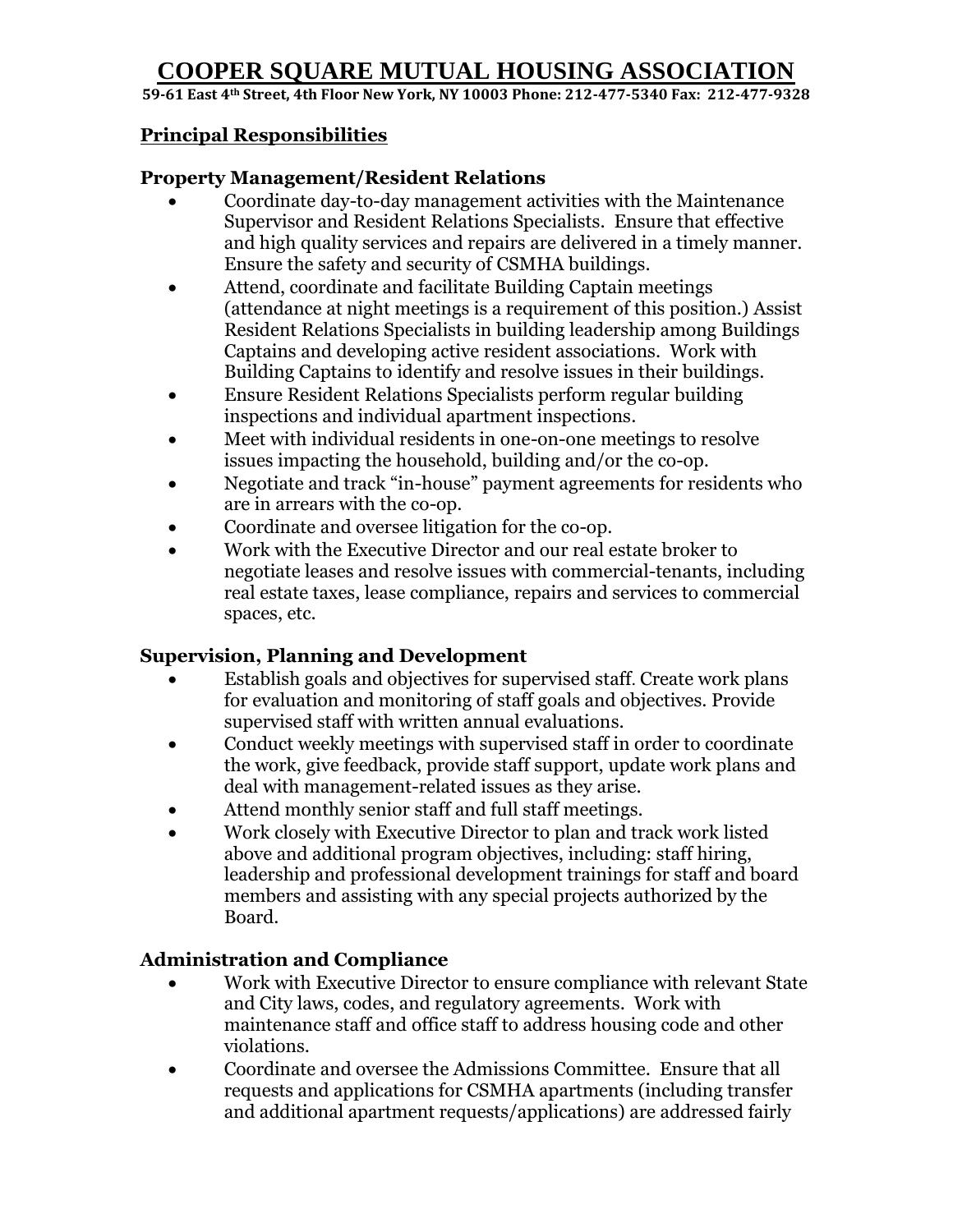# COOPER SQUARE MUTUAL HOUSING ASSOCIATION

**59-61 East 4th Street, 4th Floor New York, NY 10003 Phone: 212-477-5340 Fax: 212-477-9328**

## Principal Responsibilities

### Property Management/Resident Relations

- Coordinate day-to-day management activities with the Maintenance Supervisor and Resident Relations Specialists. Ensure that effective and high quality services and repairs are delivered in a timely manner. Ensure the safety and security of CSMHA buildings.
- Attend, coordinate and facilitate Building Captain meetings (attendance at night meetings is a requirement of this position.) Assist Resident Relations Specialists in building leadership among Buildings Captains and developing active resident associations. Work with Building Captains to identify and resolve issues in their buildings.
- Ensure Resident Relations Specialists perform regular building inspections and individual apartment inspections.
- Meet with individual residents in one-on-one meetings to resolve issues impacting the household, building and/or the co-op.
- Negotiate and track "in-house" payment agreements for residents who are in arrears with the co-op.
- Coordinate and oversee litigation for the co-op.
- Work with the Executive Director and our real estate broker to negotiate leases and resolve issues with commercial-tenants, including real estate taxes, lease compliance, repairs and services to commercial spaces, etc.

### Supervision, Planning and Development

- Establish goals and objectives for supervised staff. Create work plans for evaluation and monitoring of staff goals and objectives. Provide supervised staff with written annual evaluations.
- Conduct weekly meetings with supervised staff in order to coordinate the work, give feedback, provide staff support, update work plans and deal with management-related issues as they arise.
- Attend monthly senior staff and full staff meetings.
- Work closely with Executive Director to plan and track work listed above and additional program objectives, including: staff hiring, leadership and professional development trainings for staff and board members and assisting with any special projects authorized by the Board.

### Administration and Compliance

- Work with Executive Director to ensure compliance with relevant State and City laws, codes, and regulatory agreements. Work with maintenance staff and office staff to address housing code and other violations.
- Coordinate and oversee the Admissions Committee. Ensure that all requests and applications for CSMHA apartments (including transfer and additional apartment requests/applications) are addressed fairly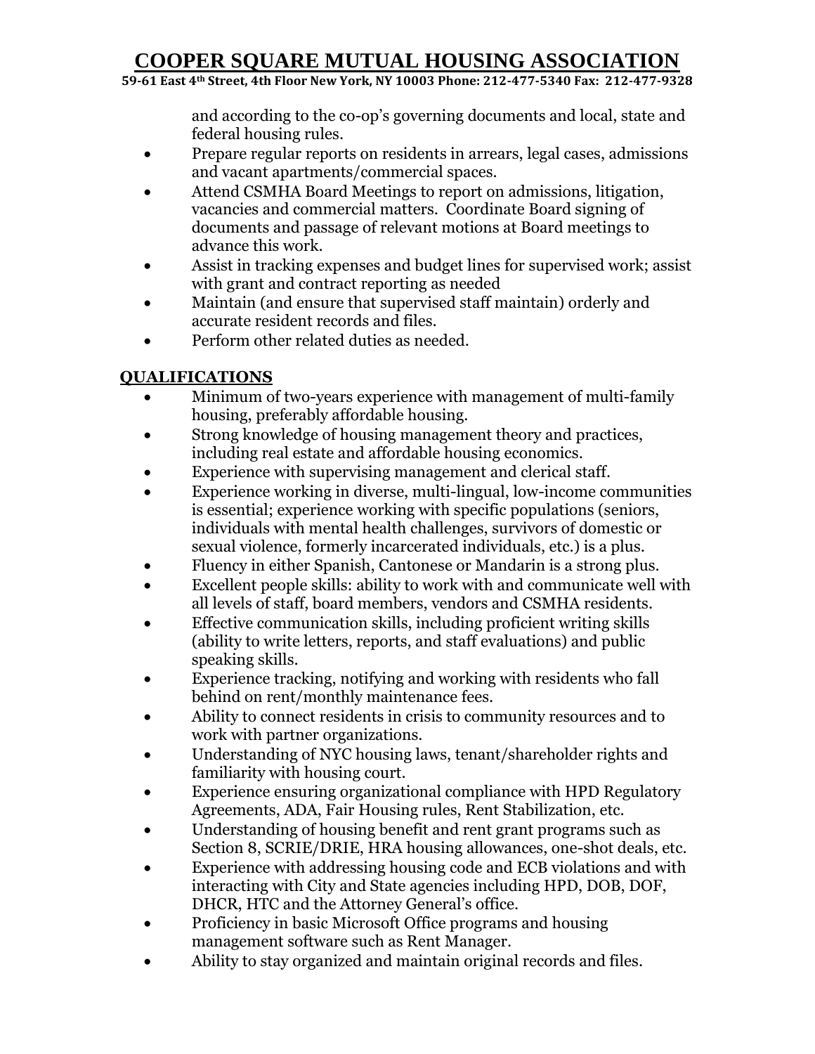and according to the co-op's governing documents and local, state and federal housing rules.

- Prepare regular reports on residents in arrears, legal cases, admissions and vacant apartments/commercial spaces.
- Attend CSMHA Board Meetings to report on admissions, litigation, vacancies and commercial matters. Coordinate Board signing of documents and passage of relevant motions at Board meetings to advance this work.
- Assist in tracking expenses and budget lines for supervised work; assist with grant and contract reporting as needed
- Maintain (and ensure that supervised staff maintain) orderly and accurate resident records and files.
- Perform other related duties as needed.

## QUALIFICATIONS

- Minimum of two-years experience with management of multi-family housing, preferably affordable housing.
- Strong knowledge of housing management theory and practices, including real estate and affordable housing economics.
- Experience with supervising management and clerical staff.
- Experience working in diverse, multi-lingual, low-income communities is essential; experience working with specific populations (seniors, individuals with mental health challenges, survivors of domestic or sexual violence, formerly incarcerated individuals, etc.) is a plus.
- Fluency in either Spanish, Cantonese or Mandarin is a strong plus.
- Excellent people skills: ability to work with and communicate well with all levels of staff, board members, vendors and CSMHA residents.
- Effective communication skills, including proficient writing skills (ability to write letters, reports, and staff evaluations) and public speaking skills.
- Experience tracking, notifying and working with residents who fall behind on rent/monthly maintenance fees.
- Ability to connect residents in crisis to community resources and to work with partner organizations.
- Understanding of NYC housing laws, tenant/shareholder rights and familiarity with housing court.
- Experience ensuring organizational compliance with HPD Regulatory Agreements, ADA, Fair Housing rules, Rent Stabilization, etc.
- Understanding of housing benefit and rent grant programs such as Section 8, SCRIE/DRIE, HRA housing allowances, one-shot deals, etc.
- Experience with addressing housing code and ECB violations and with interacting with City and State agencies including HPD, DOB, DOF, DHCR, HTC and the Attorney General's office.
- Proficiency in basic Microsoft Office programs and housing management software such as Rent Manager.
- Ability to stay organized and maintain original records and files.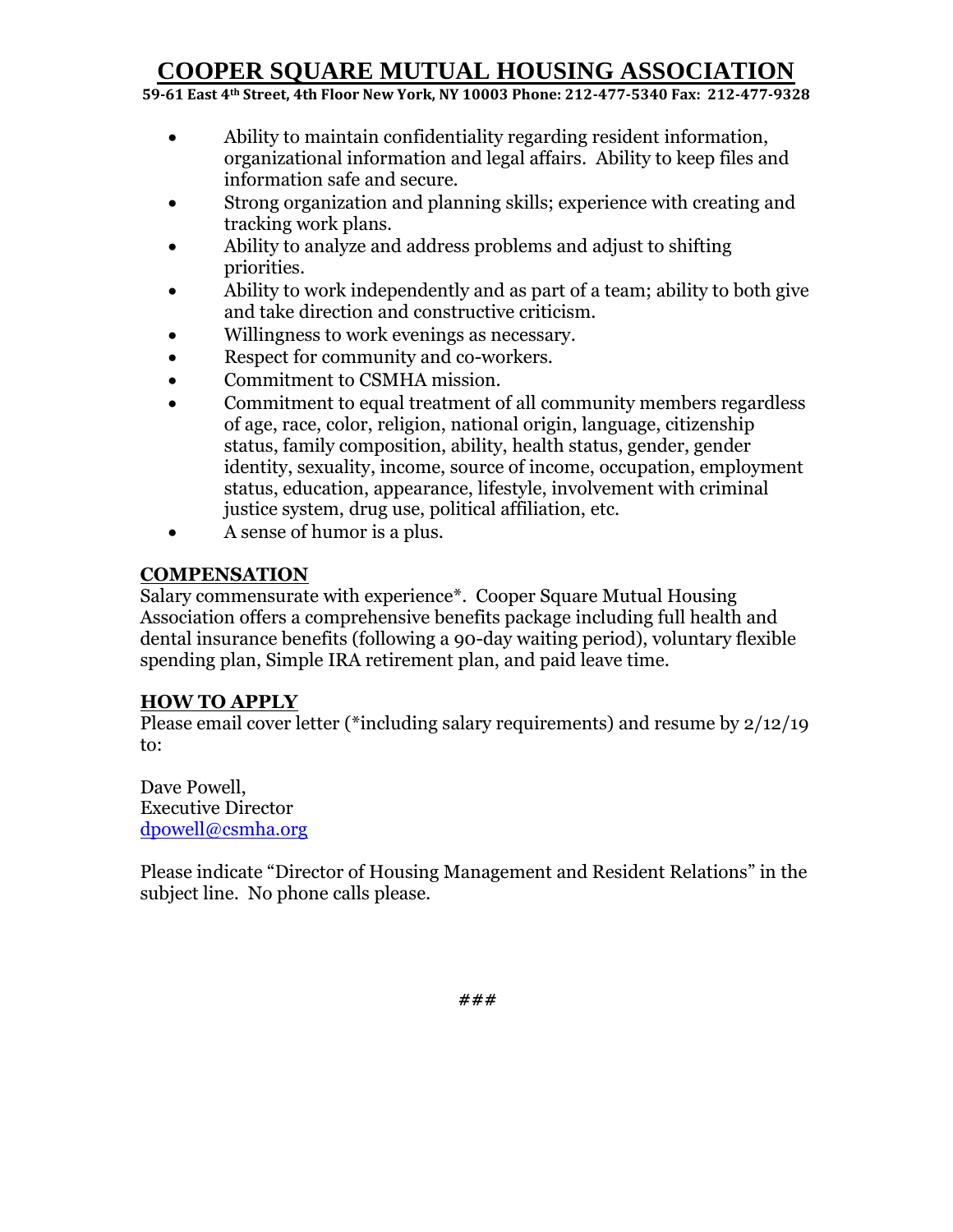- Ability to maintain confidentiality regarding resident information, organizational information and legal affairs. Ability to keep files and information safe and secure.
- Strong organization and planning skills; experience with creating and tracking work plans.
- Ability to analyze and address problems and adjust to shifting priorities.
- Ability to work independently and as part of a team; ability to both give and take direction and constructive criticism.
- Willingness to work evenings as necessary.
- Respect for community and co-workers.
- Commitment to CSMHA mission.
- Commitment to equal treatment of all community members regardless of age, race, color, religion, national origin, language, citizenship status, family composition, ability, health status, gender, gender identity, sexuality, income, source of income, occupation, employment status, education, appearance, lifestyle, involvement with criminal justice system, drug use, political affiliation, etc.
- A sense of humor is a plus.

## COMPENSATION

Salary commensurate with experience*. Cooper Square Mutual Housing Association offers a comprehensive benefits package including full health and dental insurance benefits (following a 90-day waiting period), voluntary flexible spending plan, Simple IRA retirement plan, and paid leave time.

## HOW TO APPLY

Please email cover letter (*including salary requirements) and resume by 2/12/19 to:

Dave Powell,
Executive Director
dpowell@csmha.org

Please indicate "Director of Housing Management and Resident Relations" in the subject line. No phone calls please.

***###***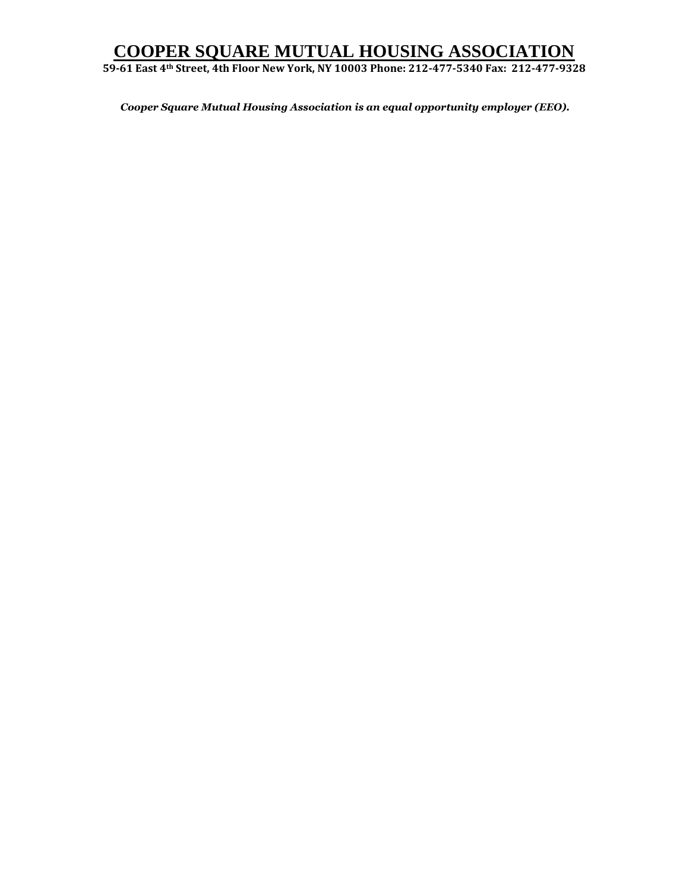# COOPER SQUARE MUTUAL HOUSING ASSOCIATION

**59-61 East 4th Street, 4th Floor New York, NY 10003 Phone: 212-477-5340 Fax: 212-477-9328**

***Cooper Square Mutual Housing Association is an equal opportunity employer (EEO).***